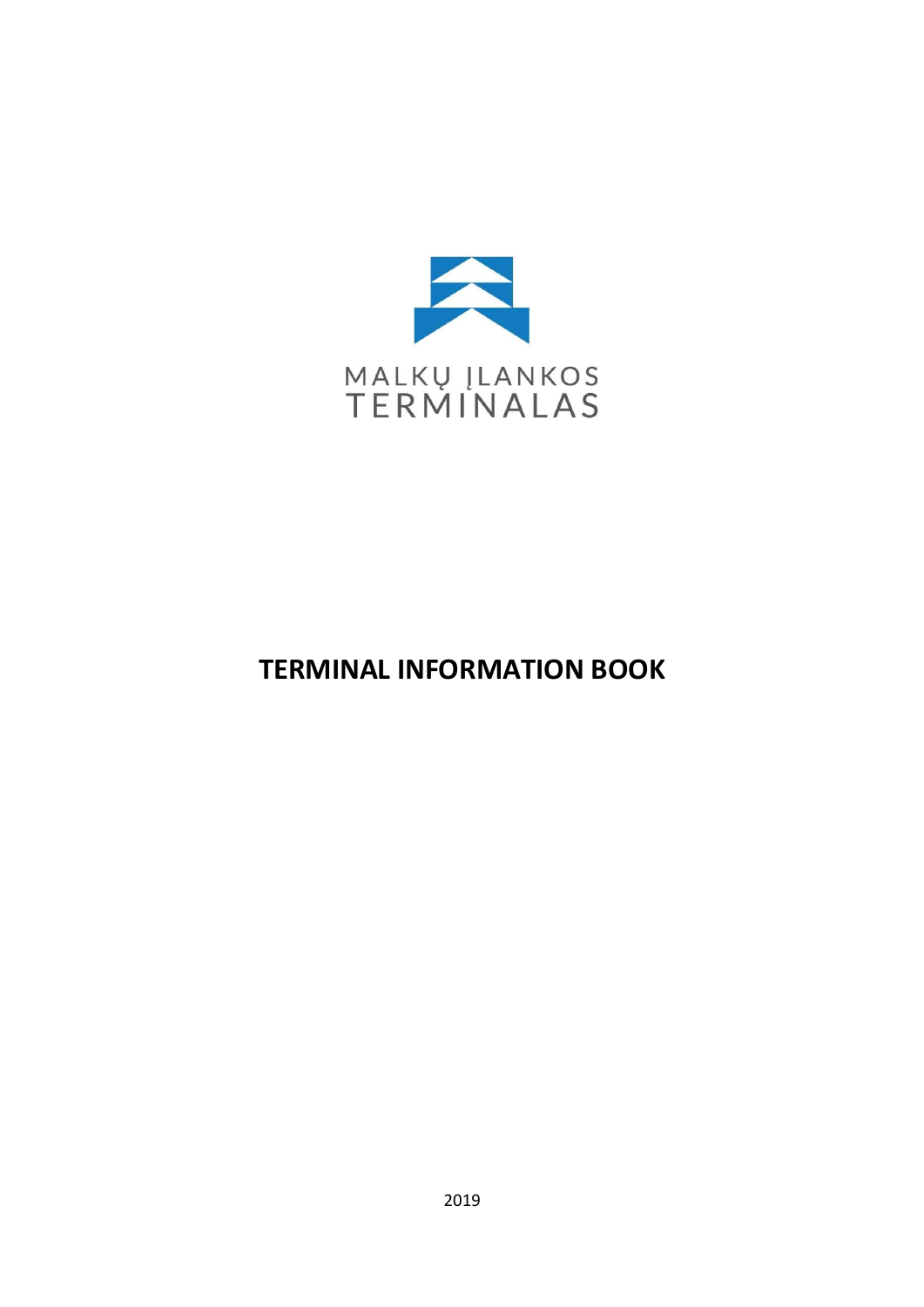MALKŲ ĮLANKOS
TERMINALAS

# TERMINAL INFORMATION BOOK

2019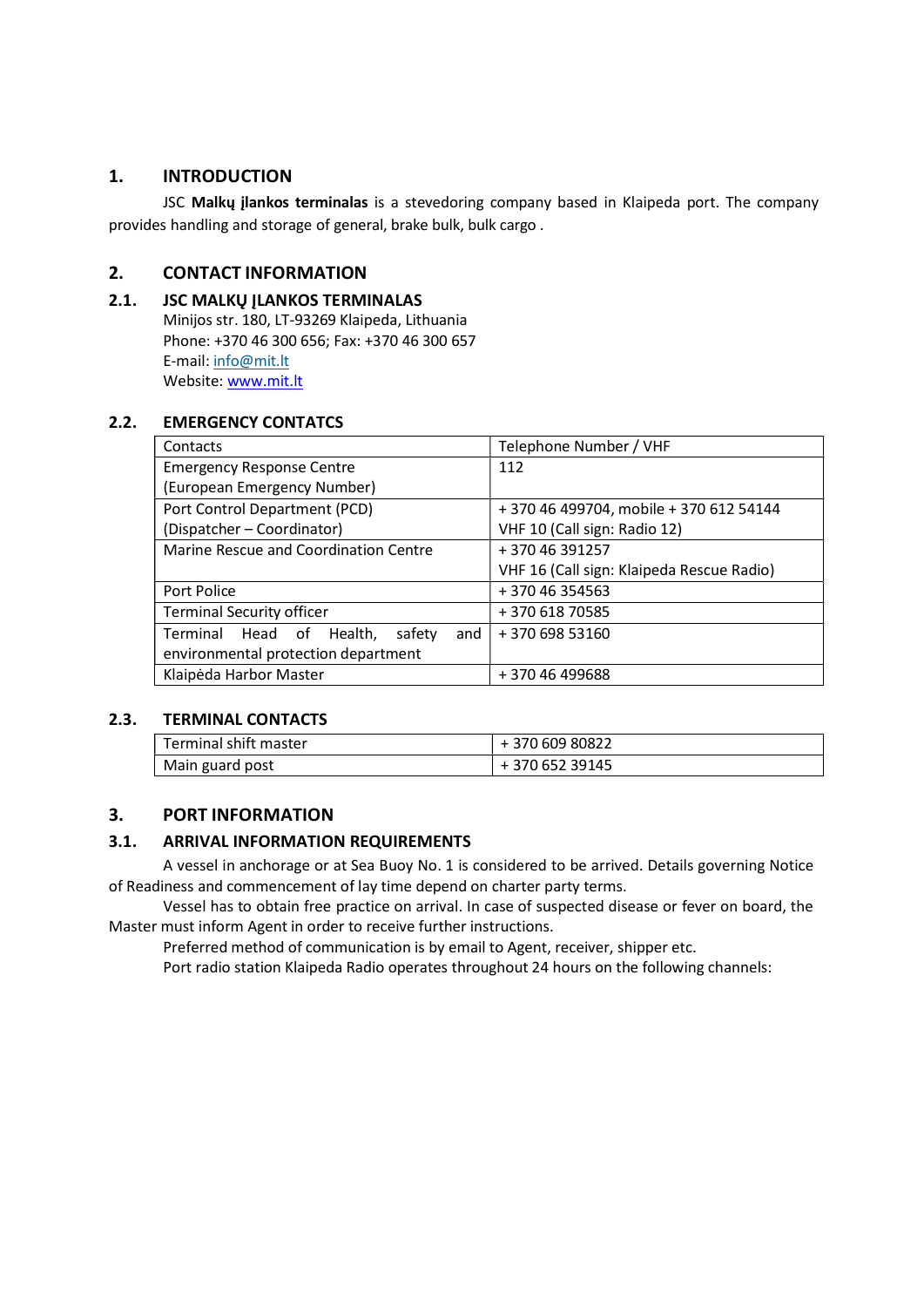## 1. INTRODUCTION

JSC **Malkų įlankos terminalas** is a stevedoring company based in Klaipeda port. The company provides handling and storage of general, brake bulk, bulk cargo .

## 2. CONTACT INFORMATION

### 2.1. JSC MALKŲ ĮLANKOS TERMINALAS

Minijos str. 180, LT-93269 Klaipeda, Lithuania
Phone: +370 46 300 656; Fax: +370 46 300 657
E-mail: info@mit.lt
Website: www.mit.lt

### 2.2. EMERGENCY CONTATCS

| Contacts | Telephone Number / VHF |
|---|---|
| Emergency Response Centre (European Emergency Number) | 112 |
| Port Control Department (PCD) (Dispatcher – Coordinator) | + 370 46 499704, mobile + 370 612 54144 VHF 10 (Call sign: Radio 12) |
| Marine Rescue and Coordination Centre | + 370 46 391257 VHF 16 (Call sign: Klaipeda Rescue Radio) |
| Port Police | + 370 46 354563 |
| Terminal Security officer | + 370 618 70585 |
| Terminal Head of Health, safety and environmental protection department | + 370 698 53160 |
| Klaipėda Harbor Master | + 370 46 499688 |

### 2.3. TERMINAL CONTACTS

| Terminal shift master | + 370 609 80822 |
|---|---|
| Main guard post | + 370 652 39145 |

## 3. PORT INFORMATION

### 3.1. ARRIVAL INFORMATION REQUIREMENTS

A vessel in anchorage or at Sea Buoy No. 1 is considered to be arrived. Details governing Notice of Readiness and commencement of lay time depend on charter party terms.

Vessel has to obtain free practice on arrival. In case of suspected disease or fever on board, the Master must inform Agent in order to receive further instructions.

Preferred method of communication is by email to Agent, receiver, shipper etc.

Port radio station Klaipeda Radio operates throughout 24 hours on the following channels: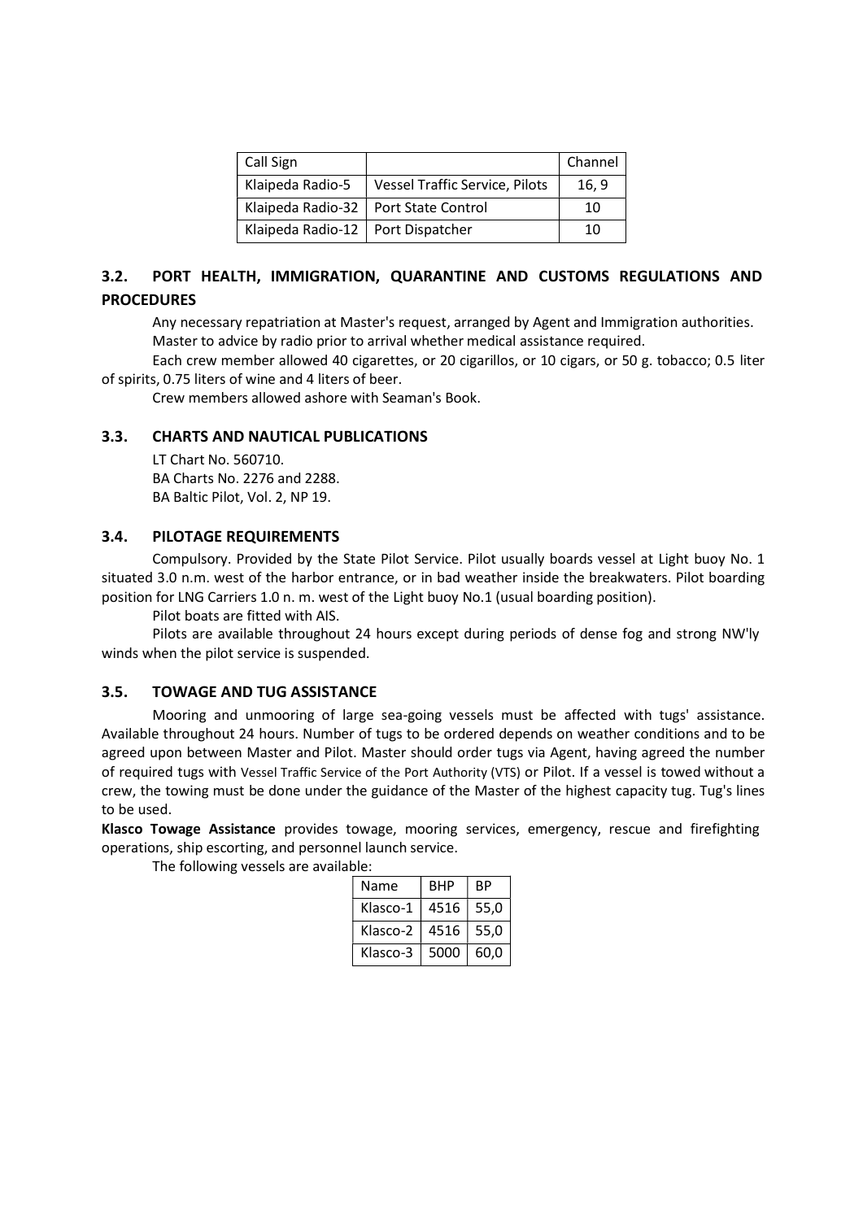| Call Sign | | Channel |
|---|---|---|
| Klaipeda Radio-5 | Vessel Traffic Service, Pilots | 16, 9 |
| Klaipeda Radio-32 | Port State Control | 10 |
| Klaipeda Radio-12 | Port Dispatcher | 10 |

### 3.2. PORT HEALTH, IMMIGRATION, QUARANTINE AND CUSTOMS REGULATIONS AND PROCEDURES

Any necessary repatriation at Master's request, arranged by Agent and Immigration authorities.

Master to advice by radio prior to arrival whether medical assistance required.

Each crew member allowed 40 cigarettes, or 20 cigarillos, or 10 cigars, or 50 g. tobacco; 0.5 liter of spirits, 0.75 liters of wine and 4 liters of beer.

Crew members allowed ashore with Seaman's Book.

### 3.3. CHARTS AND NAUTICAL PUBLICATIONS

LT Chart No. 560710.
BA Charts No. 2276 and 2288.
BA Baltic Pilot, Vol. 2, NP 19.

### 3.4. PILOTAGE REQUIREMENTS

Compulsory. Provided by the State Pilot Service. Pilot usually boards vessel at Light buoy No. 1 situated 3.0 n.m. west of the harbor entrance, or in bad weather inside the breakwaters. Pilot boarding position for LNG Carriers 1.0 n. m. west of the Light buoy No.1 (usual boarding position).

Pilot boats are fitted with AIS.

Pilots are available throughout 24 hours except during periods of dense fog and strong NW'ly winds when the pilot service is suspended.

### 3.5. TOWAGE AND TUG ASSISTANCE

Mooring and unmooring of large sea-going vessels must be affected with tugs' assistance. Available throughout 24 hours. Number of tugs to be ordered depends on weather conditions and to be agreed upon between Master and Pilot. Master should order tugs via Agent, having agreed the number of required tugs with Vessel Traffic Service of the Port Authority (VTS) or Pilot. If a vessel is towed without a crew, the towing must be done under the guidance of the Master of the highest capacity tug. Tug's lines to be used.

**Klasco Towage Assistance** provides towage, mooring services, emergency, rescue and firefighting operations, ship escorting, and personnel launch service.

The following vessels are available:

| Name | BHP | BP |
|---|---|---|
| Klasco-1 | 4516 | 55,0 |
| Klasco-2 | 4516 | 55,0 |
| Klasco-3 | 5000 | 60,0 |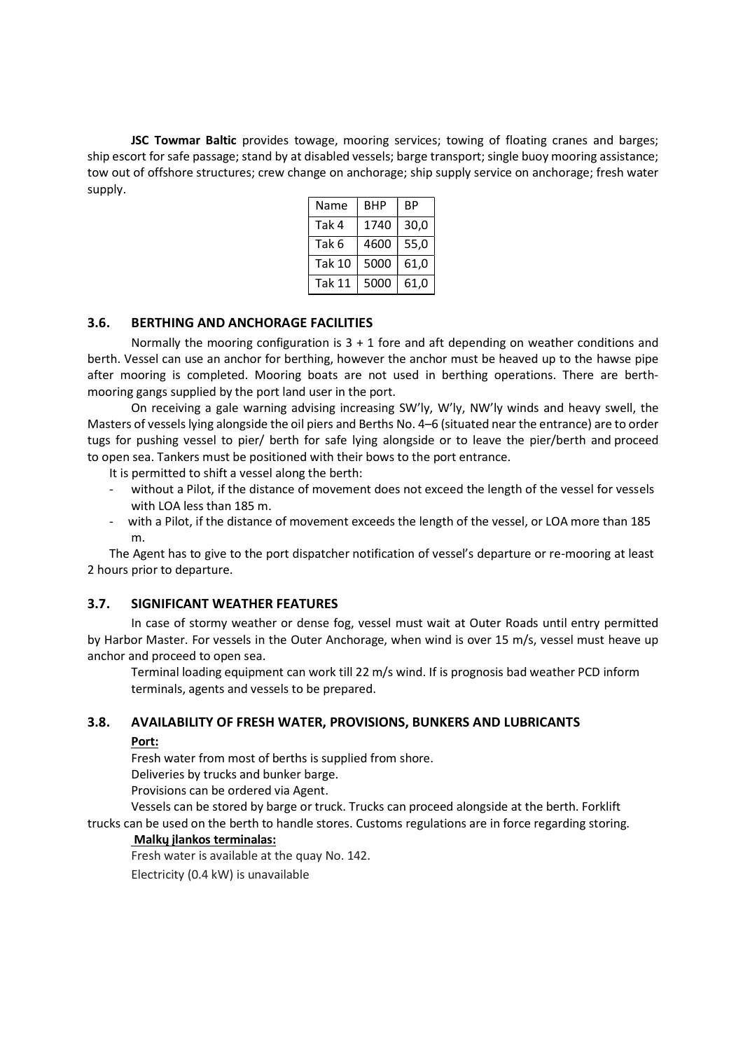**JSC Towmar Baltic** provides towage, mooring services; towing of floating cranes and barges; ship escort for safe passage; stand by at disabled vessels; barge transport; single buoy mooring assistance; tow out of offshore structures; crew change on anchorage; ship supply service on anchorage; fresh water supply.

| Name | BHP | BP |
|---|---|---|
| Tak 4 | 1740 | 30,0 |
| Tak 6 | 4600 | 55,0 |
| Tak 10 | 5000 | 61,0 |
| Tak 11 | 5000 | 61,0 |

## 3.6. BERTHING AND ANCHORAGE FACILITIES

Normally the mooring configuration is 3 + 1 fore and aft depending on weather conditions and berth. Vessel can use an anchor for berthing, however the anchor must be heaved up to the hawse pipe after mooring is completed. Mooring boats are not used in berthing operations. There are berth-mooring gangs supplied by the port land user in the port.

On receiving a gale warning advising increasing SW'ly, W'ly, NW'ly winds and heavy swell, the Masters of vessels lying alongside the oil piers and Berths No. 4–6 (situated near the entrance) are to order tugs for pushing vessel to pier/ berth for safe lying alongside or to leave the pier/berth and proceed to open sea. Tankers must be positioned with their bows to the port entrance.

It is permitted to shift a vessel along the berth:

- without a Pilot, if the distance of movement does not exceed the length of the vessel for vessels with LOA less than 185 m.
- with a Pilot, if the distance of movement exceeds the length of the vessel, or LOA more than 185 m.

The Agent has to give to the port dispatcher notification of vessel's departure or re-mooring at least 2 hours prior to departure.

## 3.7. SIGNIFICANT WEATHER FEATURES

In case of stormy weather or dense fog, vessel must wait at Outer Roads until entry permitted by Harbor Master. For vessels in the Outer Anchorage, when wind is over 15 m/s, vessel must heave up anchor and proceed to open sea.

Terminal loading equipment can work till 22 m/s wind. If is prognosis bad weather PCD inform terminals, agents and vessels to be prepared.

## 3.8. AVAILABILITY OF FRESH WATER, PROVISIONS, BUNKERS AND LUBRICANTS

**Port:**

Fresh water from most of berths is supplied from shore.

Deliveries by trucks and bunker barge.

Provisions can be ordered via Agent.

Vessels can be stored by barge or truck. Trucks can proceed alongside at the berth. Forklift trucks can be used on the berth to handle stores. Customs regulations are in force regarding storing.

**Malkų įlankos terminalas:**

Fresh water is available at the quay No. 142.

Electricity (0.4 kW) is unavailable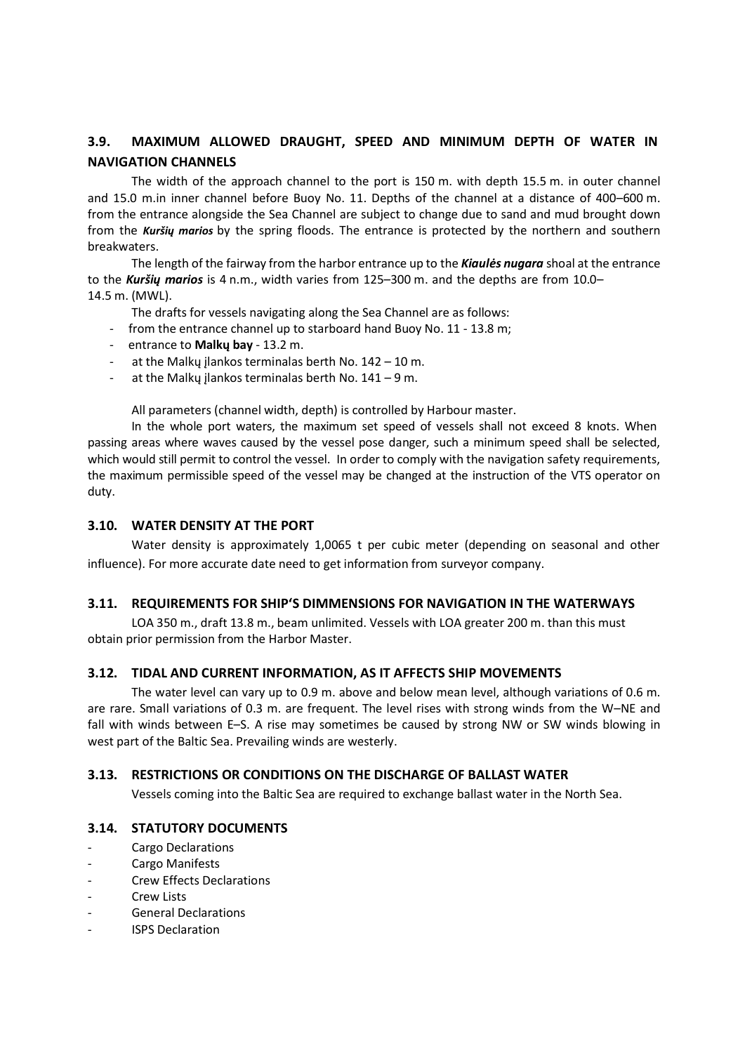### 3.9. MAXIMUM ALLOWED DRAUGHT, SPEED AND MINIMUM DEPTH OF WATER IN NAVIGATION CHANNELS

The width of the approach channel to the port is 150 m. with depth 15.5 m. in outer channel and 15.0 m.in inner channel before Buoy No. 11. Depths of the channel at a distance of 400–600 m. from the entrance alongside the Sea Channel are subject to change due to sand and mud brought down from the ***Kuršių marios*** by the spring floods. The entrance is protected by the northern and southern breakwaters.

The length of the fairway from the harbor entrance up to the ***Kiaulės nugara*** shoal at the entrance to the ***Kuršių marios*** is 4 n.m., width varies from 125–300 m. and the depths are from 10.0–14.5 m. (MWL).

The drafts for vessels navigating along the Sea Channel are as follows:

- from the entrance channel up to starboard hand Buoy No. 11 - 13.8 m;
- entrance to **Malkų bay** - 13.2 m.
- at the Malkų įlankos terminalas berth No. 142 – 10 m.
- at the Malkų įlankos terminalas berth No. 141 – 9 m.

All parameters (channel width, depth) is controlled by Harbour master.

In the whole port waters, the maximum set speed of vessels shall not exceed 8 knots. When passing areas where waves caused by the vessel pose danger, such a minimum speed shall be selected, which would still permit to control the vessel. In order to comply with the navigation safety requirements, the maximum permissible speed of the vessel may be changed at the instruction of the VTS operator on duty.

### 3.10. WATER DENSITY AT THE PORT

Water density is approximately 1,0065 t per cubic meter (depending on seasonal and other influence). For more accurate date need to get information from surveyor company.

### 3.11. REQUIREMENTS FOR SHIP'S DIMMENSIONS FOR NAVIGATION IN THE WATERWAYS

LOA 350 m., draft 13.8 m., beam unlimited. Vessels with LOA greater 200 m. than this must obtain prior permission from the Harbor Master.

### 3.12. TIDAL AND CURRENT INFORMATION, AS IT AFFECTS SHIP MOVEMENTS

The water level can vary up to 0.9 m. above and below mean level, although variations of 0.6 m. are rare. Small variations of 0.3 m. are frequent. The level rises with strong winds from the W–NE and fall with winds between E–S. A rise may sometimes be caused by strong NW or SW winds blowing in west part of the Baltic Sea. Prevailing winds are westerly.

### 3.13. RESTRICTIONS OR CONDITIONS ON THE DISCHARGE OF BALLAST WATER

Vessels coming into the Baltic Sea are required to exchange ballast water in the North Sea.

### 3.14. STATUTORY DOCUMENTS

- Cargo Declarations
- Cargo Manifests
- Crew Effects Declarations
- Crew Lists
- General Declarations
- ISPS Declaration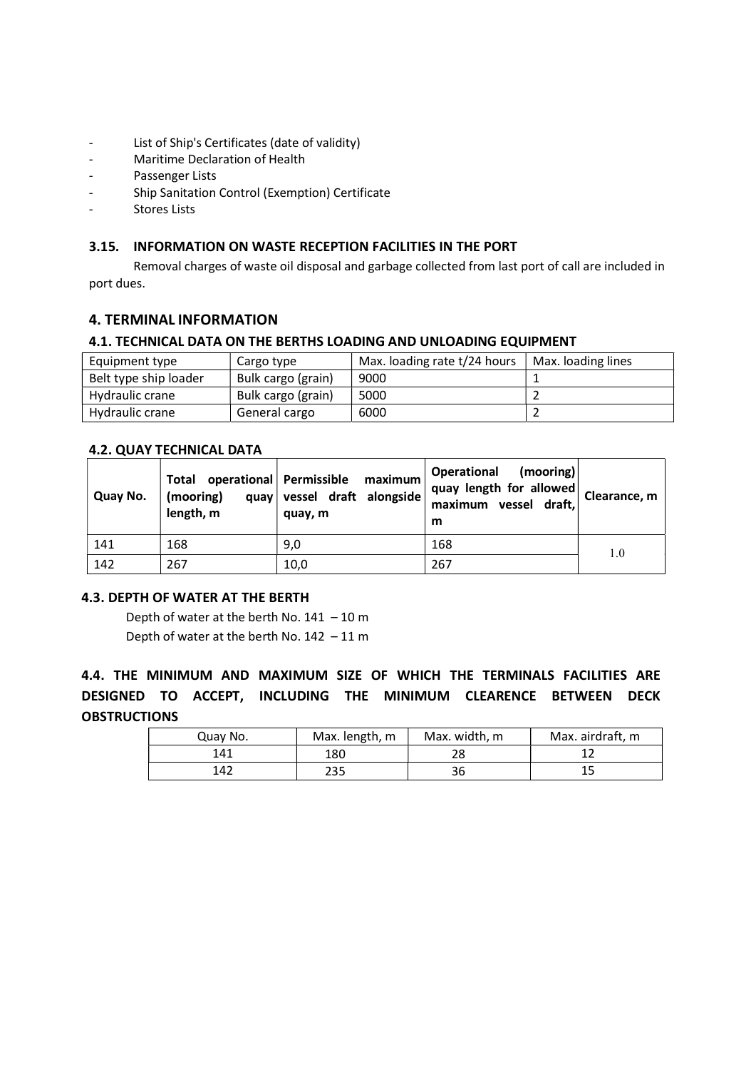- List of Ship's Certificates (date of validity)
- Maritime Declaration of Health
- Passenger Lists
- Ship Sanitation Control (Exemption) Certificate
- Stores Lists

### 3.15. INFORMATION ON WASTE RECEPTION FACILITIES IN THE PORT

Removal charges of waste oil disposal and garbage collected from last port of call are included in port dues.

## 4. TERMINAL INFORMATION

### 4.1. TECHNICAL DATA ON THE BERTHS LOADING AND UNLOADING EQUIPMENT

| Equipment type | Cargo type | Max. loading rate t/24 hours | Max. loading lines |
|---|---|---|---|
| Belt type ship loader | Bulk cargo (grain) | 9000 | 1 |
| Hydraulic crane | Bulk cargo (grain) | 5000 | 2 |
| Hydraulic crane | General cargo | 6000 | 2 |

### 4.2. QUAY TECHNICAL DATA

| Quay No. | Total operational (mooring) quay length, m | Permissible maximum vessel draft alongside quay, m | Operational (mooring) quay length for allowed maximum vessel draft, m | Clearance, m |
|---|---|---|---|---|
| 141 | 168 | 9,0 | 168 | 1.0 |
| 142 | 267 | 10,0 | 267 | |

### 4.3. DEPTH OF WATER AT THE BERTH

Depth of water at the berth No. 141 – 10 m

Depth of water at the berth No. 142 – 11 m

### 4.4. THE MINIMUM AND MAXIMUM SIZE OF WHICH THE TERMINALS FACILITIES ARE DESIGNED TO ACCEPT, INCLUDING THE MINIMUM CLEARENCE BETWEEN DECK OBSTRUCTIONS

| Quay No. | Max. length, m | Max. width, m | Max. airdraft, m |
|---|---|---|---|
| 141 | 180 | 28 | 12 |
| 142 | 235 | 36 | 15 |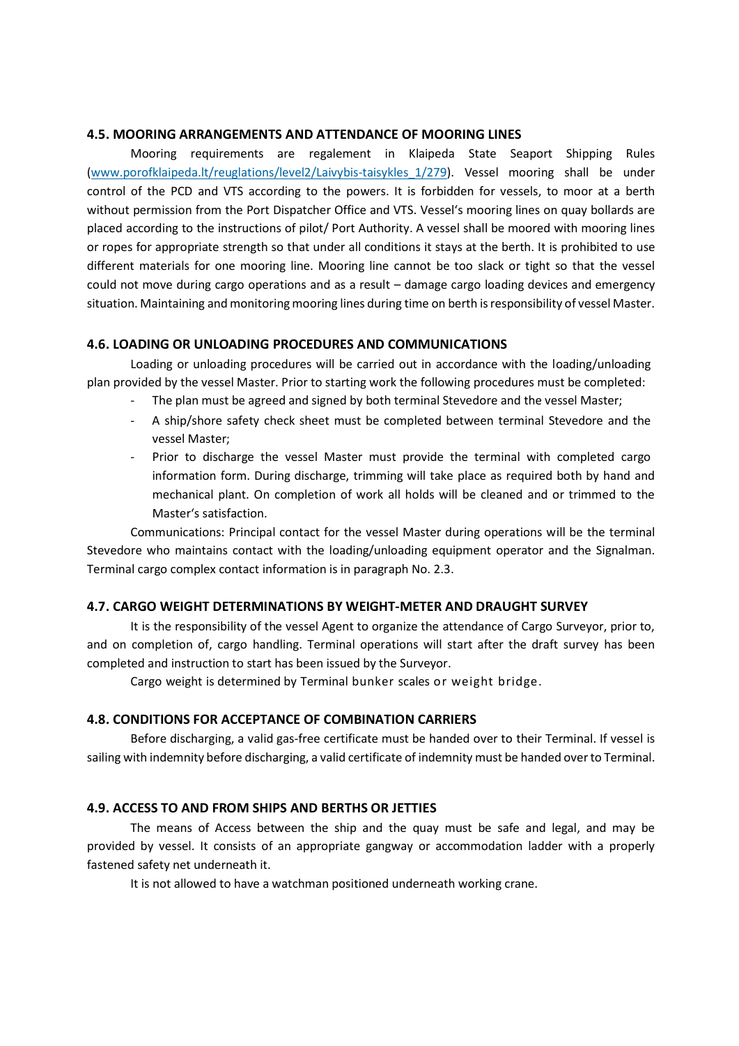### 4.5. MOORING ARRANGEMENTS AND ATTENDANCE OF MOORING LINES

Mooring requirements are regalement in Klaipeda State Seaport Shipping Rules (www.porofklaipeda.lt/reuglations/level2/Laivybis-taisykles_1/279). Vessel mooring shall be under control of the PCD and VTS according to the powers. It is forbidden for vessels, to moor at a berth without permission from the Port Dispatcher Office and VTS. Vessel's mooring lines on quay bollards are placed according to the instructions of pilot/ Port Authority. A vessel shall be moored with mooring lines or ropes for appropriate strength so that under all conditions it stays at the berth. It is prohibited to use different materials for one mooring line. Mooring line cannot be too slack or tight so that the vessel could not move during cargo operations and as a result – damage cargo loading devices and emergency situation. Maintaining and monitoring mooring lines during time on berth is responsibility of vessel Master.

### 4.6. LOADING OR UNLOADING PROCEDURES AND COMMUNICATIONS

Loading or unloading procedures will be carried out in accordance with the loading/unloading plan provided by the vessel Master. Prior to starting work the following procedures must be completed:

- The plan must be agreed and signed by both terminal Stevedore and the vessel Master;
- A ship/shore safety check sheet must be completed between terminal Stevedore and the vessel Master;
- Prior to discharge the vessel Master must provide the terminal with completed cargo information form. During discharge, trimming will take place as required both by hand and mechanical plant. On completion of work all holds will be cleaned and or trimmed to the Master's satisfaction.

Communications: Principal contact for the vessel Master during operations will be the terminal Stevedore who maintains contact with the loading/unloading equipment operator and the Signalman. Terminal cargo complex contact information is in paragraph No. 2.3.

### 4.7. CARGO WEIGHT DETERMINATIONS BY WEIGHT-METER AND DRAUGHT SURVEY

It is the responsibility of the vessel Agent to organize the attendance of Cargo Surveyor, prior to, and on completion of, cargo handling. Terminal operations will start after the draft survey has been completed and instruction to start has been issued by the Surveyor.

Cargo weight is determined by Terminal bunker scales or weight bridge.

### 4.8. CONDITIONS FOR ACCEPTANCE OF COMBINATION CARRIERS

Before discharging, a valid gas-free certificate must be handed over to their Terminal. If vessel is sailing with indemnity before discharging, a valid certificate of indemnity must be handed over to Terminal.

### 4.9. ACCESS TO AND FROM SHIPS AND BERTHS OR JETTIES

The means of Access between the ship and the quay must be safe and legal, and may be provided by vessel. It consists of an appropriate gangway or accommodation ladder with a properly fastened safety net underneath it.

It is not allowed to have a watchman positioned underneath working crane.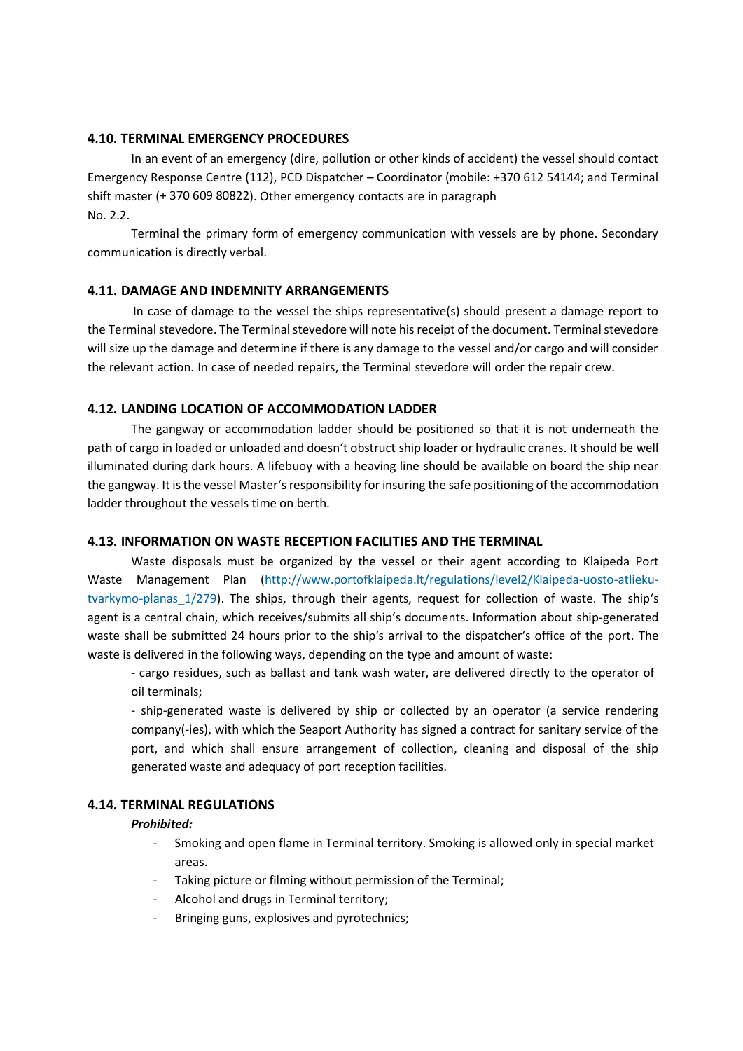### 4.10. TERMINAL EMERGENCY PROCEDURES

In an event of an emergency (dire, pollution or other kinds of accident) the vessel should contact Emergency Response Centre (112), PCD Dispatcher – Coordinator (mobile: +370 612 54144; and Terminal shift master (+ 370 609 80822). Other emergency contacts are in paragraph
No. 2.2.

Terminal the primary form of emergency communication with vessels are by phone. Secondary communication is directly verbal.

### 4.11. DAMAGE AND INDEMNITY ARRANGEMENTS

In case of damage to the vessel the ships representative(s) should present a damage report to the Terminal stevedore. The Terminal stevedore will note his receipt of the document. Terminal stevedore will size up the damage and determine if there is any damage to the vessel and/or cargo and will consider the relevant action. In case of needed repairs, the Terminal stevedore will order the repair crew.

### 4.12. LANDING LOCATION OF ACCOMMODATION LADDER

The gangway or accommodation ladder should be positioned so that it is not underneath the path of cargo in loaded or unloaded and doesn't obstruct ship loader or hydraulic cranes. It should be well illuminated during dark hours. A lifebuoy with a heaving line should be available on board the ship near the gangway. It is the vessel Master's responsibility for insuring the safe positioning of the accommodation ladder throughout the vessels time on berth.

### 4.13. INFORMATION ON WASTE RECEPTION FACILITIES AND THE TERMINAL

Waste disposals must be organized by the vessel or their agent according to Klaipeda Port Waste Management Plan ([http://www.portofklaipeda.lt/regulations/level2/Klaipeda-uosto-atlieku-tvarkymo-planas_1/279](http://www.portofklaipeda.lt/regulations/level2/Klaipeda-uosto-atlieku-tvarkymo-planas_1/279)). The ships, through their agents, request for collection of waste. The ship's agent is a central chain, which receives/submits all ship's documents. Information about ship-generated waste shall be submitted 24 hours prior to the ship's arrival to the dispatcher's office of the port. The waste is delivered in the following ways, depending on the type and amount of waste:

- cargo residues, such as ballast and tank wash water, are delivered directly to the operator of oil terminals;
- ship-generated waste is delivered by ship or collected by an operator (a service rendering company(-ies), with which the Seaport Authority has signed a contract for sanitary service of the port, and which shall ensure arrangement of collection, cleaning and disposal of the ship generated waste and adequacy of port reception facilities.

### 4.14. TERMINAL REGULATIONS

***Prohibited:***

- Smoking and open flame in Terminal territory. Smoking is allowed only in special market areas.
- Taking picture or filming without permission of the Terminal;
- Alcohol and drugs in Terminal territory;
- Bringing guns, explosives and pyrotechnics;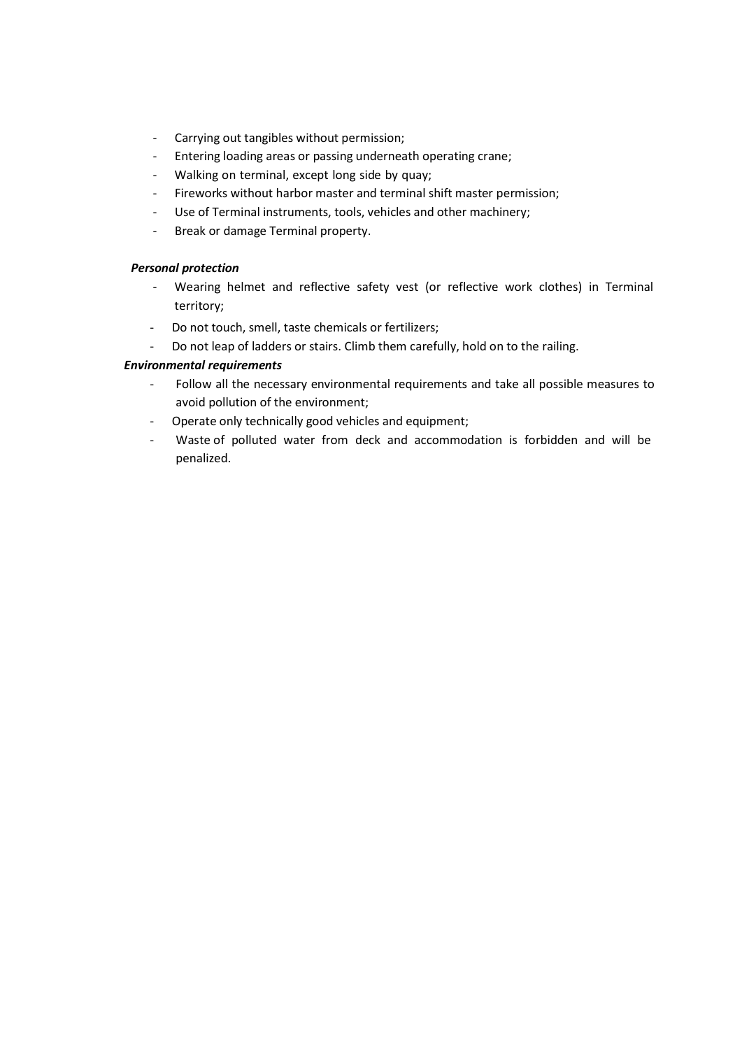- Carrying out tangibles without permission;
- Entering loading areas or passing underneath operating crane;
- Walking on terminal, except long side by quay;
- Fireworks without harbor master and terminal shift master permission;
- Use of Terminal instruments, tools, vehicles and other machinery;
- Break or damage Terminal property.

***Personal protection***

- Wearing helmet and reflective safety vest (or reflective work clothes) in Terminal territory;
- Do not touch, smell, taste chemicals or fertilizers;
- Do not leap of ladders or stairs. Climb them carefully, hold on to the railing.

***Environmental requirements***

- Follow all the necessary environmental requirements and take all possible measures to avoid pollution of the environment;
- Operate only technically good vehicles and equipment;
- Waste of polluted water from deck and accommodation is forbidden and will be penalized.